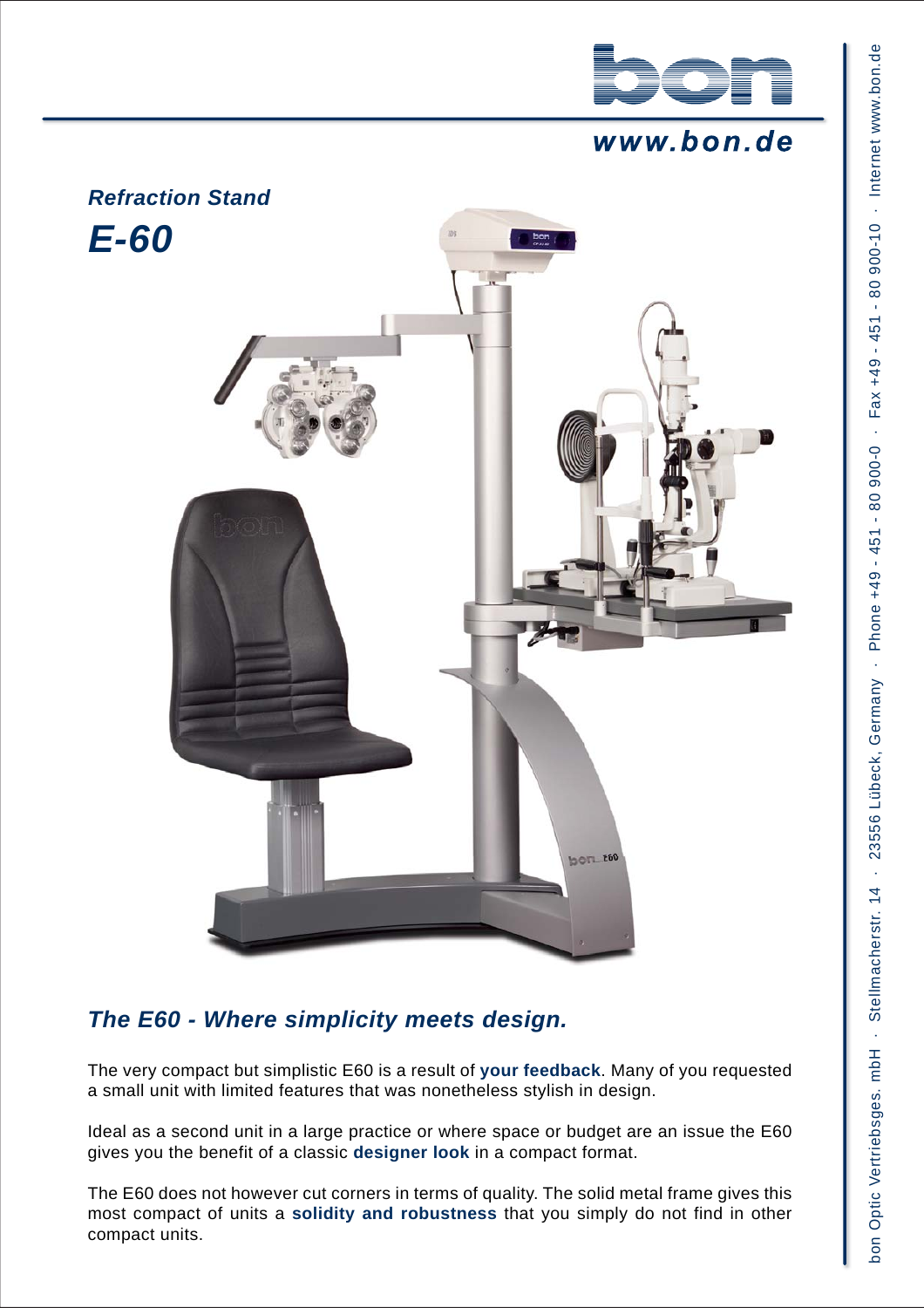www.bon.de

## *Refraction Stand*

# *E-60*

## *The E60 - Where simplicity meets design.*

The very compact but simplistic E60 is a result of **your feedback**. Many of you requested a small unit with limited features that was nonetheless stylish in design.

Ideal as a second unit in a large practice or where space or budget are an issue the E60 gives you the benefit of a classic **designer look** in a compact format.

The E60 does not however cut corners in terms of quality. The solid metal frame gives this most compact of units a **solidity and robustness** that you simply do not find in other compact units.

bon Optic Vertriebsges. mbH · Stellmacherstr. 14 · 23556 Lübeck, Germany · Phone +49 - 451 - 80 900-0 · Fax +49 - 451 - 80 900-10 · Internet www.bon.de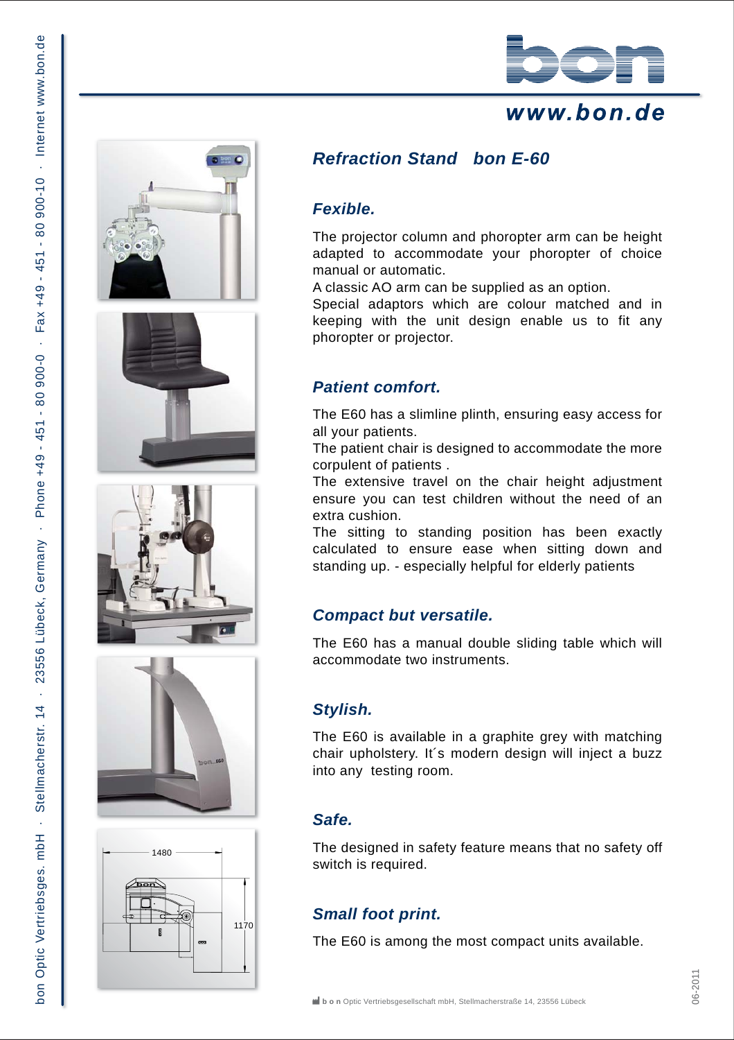www.bon.de

## *Refraction Stand bon E-60*

### *Fexible.*

The projector column and phoropter arm can be height adapted to accommodate your phoropter of choice manual or automatic.
A classic AO arm can be supplied as an option.
Special adaptors which are colour matched and in keeping with the unit design enable us to fit any phoropter or projector.

### *Patient comfort.*

The E60 has a slimline plinth, ensuring easy access for all your patients.
The patient chair is designed to accommodate the more corpulent of patients .
The extensive travel on the chair height adjustment ensure you can test children without the need of an extra cushion.
The sitting to standing position has been exactly calculated to ensure ease when sitting down and standing up. - especially helpful for elderly patients

### *Compact but versatile.*

The E60 has a manual double sliding table which will accommodate two instruments.

### *Stylish.*

The E60 is available in a graphite grey with matching chair upholstery. It´s modern design will inject a buzz into any testing room.

### *Safe.*

The designed in safety feature means that no safety off switch is required.

### *Small foot print.*

The E60 is among the most compact units available.

1480

1170

bon Optic Vertriebsges. mbH · Stellmacherstr. 14 · 23556 Lübeck, Germany · Phone +49 - 451 - 80 900-0 · Fax +49 - 451 - 80 900-10 · Internet www.bon.de

b o n Optic Vertriebsgesellschaft mbH, Stellmacherstraße 14, 23556 Lübeck

06-2011